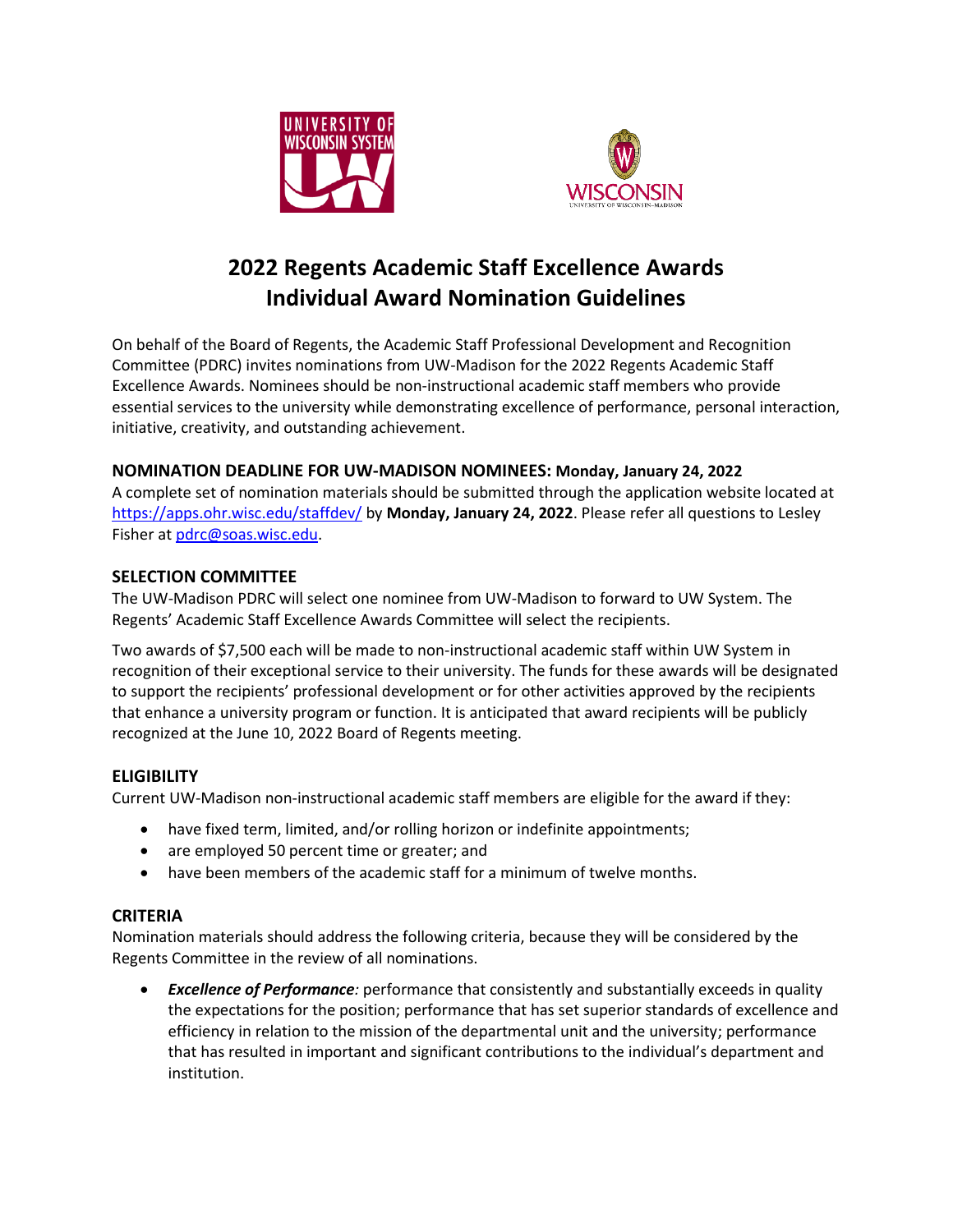# 2022 Regents Academic Staff Excellence Awards
# Individual Award Nomination Guidelines

On behalf of the Board of Regents, the Academic Staff Professional Development and Recognition Committee (PDRC) invites nominations from UW-Madison for the 2022 Regents Academic Staff Excellence Awards. Nominees should be non-instructional academic staff members who provide essential services to the university while demonstrating excellence of performance, personal interaction, initiative, creativity, and outstanding achievement.

## NOMINATION DEADLINE FOR UW-MADISON NOMINEES: Monday, January 24, 2022

A complete set of nomination materials should be submitted through the application website located at https://apps.ohr.wisc.edu/staffdev/ by **Monday, January 24, 2022**. Please refer all questions to Lesley Fisher at pdrc@soas.wisc.edu.

## SELECTION COMMITTEE

The UW-Madison PDRC will select one nominee from UW-Madison to forward to UW System. The Regents' Academic Staff Excellence Awards Committee will select the recipients.

Two awards of $7,500 each will be made to non-instructional academic staff within UW System in recognition of their exceptional service to their university. The funds for these awards will be designated to support the recipients' professional development or for other activities approved by the recipients that enhance a university program or function. It is anticipated that award recipients will be publicly recognized at the June 10, 2022 Board of Regents meeting.

## ELIGIBILITY

Current UW-Madison non-instructional academic staff members are eligible for the award if they:

- have fixed term, limited, and/or rolling horizon or indefinite appointments;
- are employed 50 percent time or greater; and
- have been members of the academic staff for a minimum of twelve months.

## CRITERIA

Nomination materials should address the following criteria, because they will be considered by the Regents Committee in the review of all nominations.

- ***Excellence of Performance****:* performance that consistently and substantially exceeds in quality the expectations for the position; performance that has set superior standards of excellence and efficiency in relation to the mission of the departmental unit and the university; performance that has resulted in important and significant contributions to the individual's department and institution.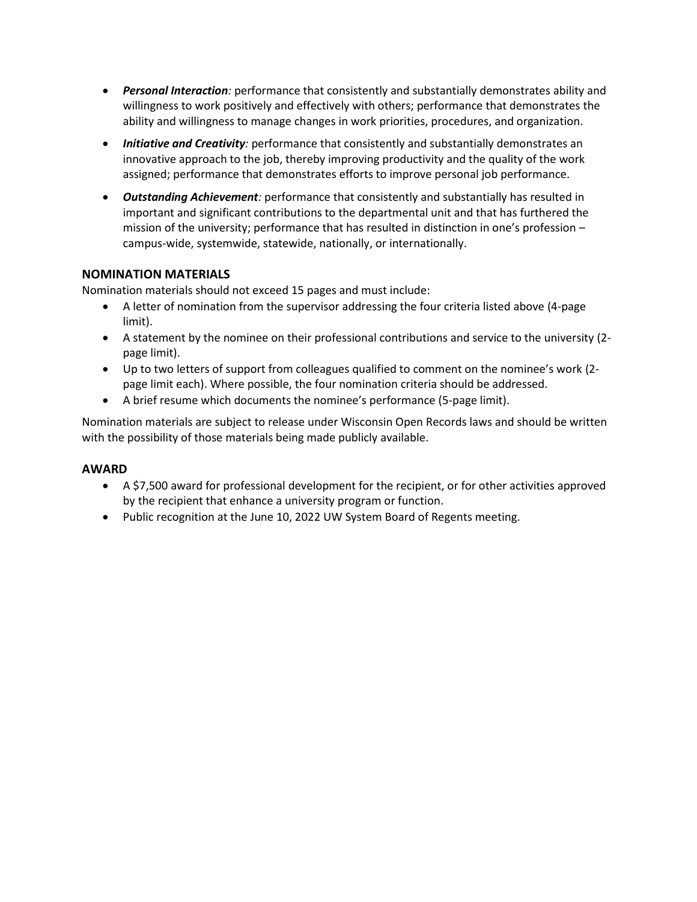- ***Personal Interaction**:* performance that consistently and substantially demonstrates ability and willingness to work positively and effectively with others; performance that demonstrates the ability and willingness to manage changes in work priorities, procedures, and organization.
- ***Initiative and Creativity**:* performance that consistently and substantially demonstrates an innovative approach to the job, thereby improving productivity and the quality of the work assigned; performance that demonstrates efforts to improve personal job performance.
- ***Outstanding Achievement**:* performance that consistently and substantially has resulted in important and significant contributions to the departmental unit and that has furthered the mission of the university; performance that has resulted in distinction in one's profession – campus-wide, systemwide, statewide, nationally, or internationally.

## NOMINATION MATERIALS

Nomination materials should not exceed 15 pages and must include:

- A letter of nomination from the supervisor addressing the four criteria listed above (4-page limit).
- A statement by the nominee on their professional contributions and service to the university (2-page limit).
- Up to two letters of support from colleagues qualified to comment on the nominee's work (2-page limit each). Where possible, the four nomination criteria should be addressed.
- A brief resume which documents the nominee's performance (5-page limit).

Nomination materials are subject to release under Wisconsin Open Records laws and should be written with the possibility of those materials being made publicly available.

## AWARD

- A $7,500 award for professional development for the recipient, or for other activities approved by the recipient that enhance a university program or function.
- Public recognition at the June 10, 2022 UW System Board of Regents meeting.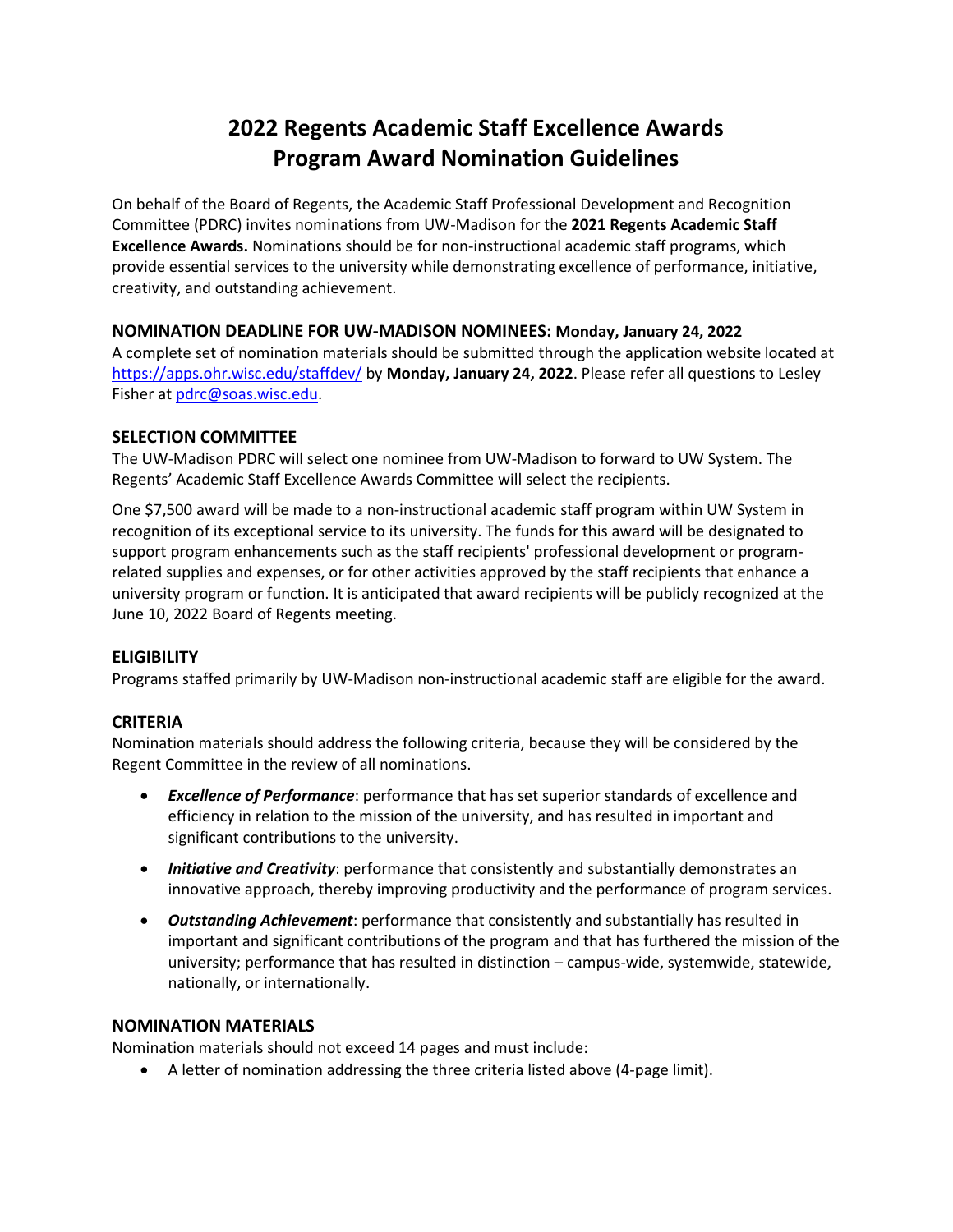# 2022 Regents Academic Staff Excellence Awards
# Program Award Nomination Guidelines

On behalf of the Board of Regents, the Academic Staff Professional Development and Recognition Committee (PDRC) invites nominations from UW-Madison for the **2021 Regents Academic Staff Excellence Awards.** Nominations should be for non-instructional academic staff programs, which provide essential services to the university while demonstrating excellence of performance, initiative, creativity, and outstanding achievement.

### NOMINATION DEADLINE FOR UW-MADISON NOMINEES: Monday, January 24, 2022

A complete set of nomination materials should be submitted through the application website located at https://apps.ohr.wisc.edu/staffdev/ by **Monday, January 24, 2022**. Please refer all questions to Lesley Fisher at pdrc@soas.wisc.edu.

### SELECTION COMMITTEE

The UW-Madison PDRC will select one nominee from UW-Madison to forward to UW System. The Regents' Academic Staff Excellence Awards Committee will select the recipients.

One $7,500 award will be made to a non-instructional academic staff program within UW System in recognition of its exceptional service to its university. The funds for this award will be designated to support program enhancements such as the staff recipients' professional development or program-related supplies and expenses, or for other activities approved by the staff recipients that enhance a university program or function. It is anticipated that award recipients will be publicly recognized at the June 10, 2022 Board of Regents meeting.

### ELIGIBILITY

Programs staffed primarily by UW-Madison non-instructional academic staff are eligible for the award.

### CRITERIA

Nomination materials should address the following criteria, because they will be considered by the Regent Committee in the review of all nominations.

- ***Excellence of Performance***: performance that has set superior standards of excellence and efficiency in relation to the mission of the university, and has resulted in important and significant contributions to the university.
- ***Initiative and Creativity***: performance that consistently and substantially demonstrates an innovative approach, thereby improving productivity and the performance of program services.
- ***Outstanding Achievement***: performance that consistently and substantially has resulted in important and significant contributions of the program and that has furthered the mission of the university; performance that has resulted in distinction – campus-wide, systemwide, statewide, nationally, or internationally.

### NOMINATION MATERIALS

Nomination materials should not exceed 14 pages and must include:

- A letter of nomination addressing the three criteria listed above (4-page limit).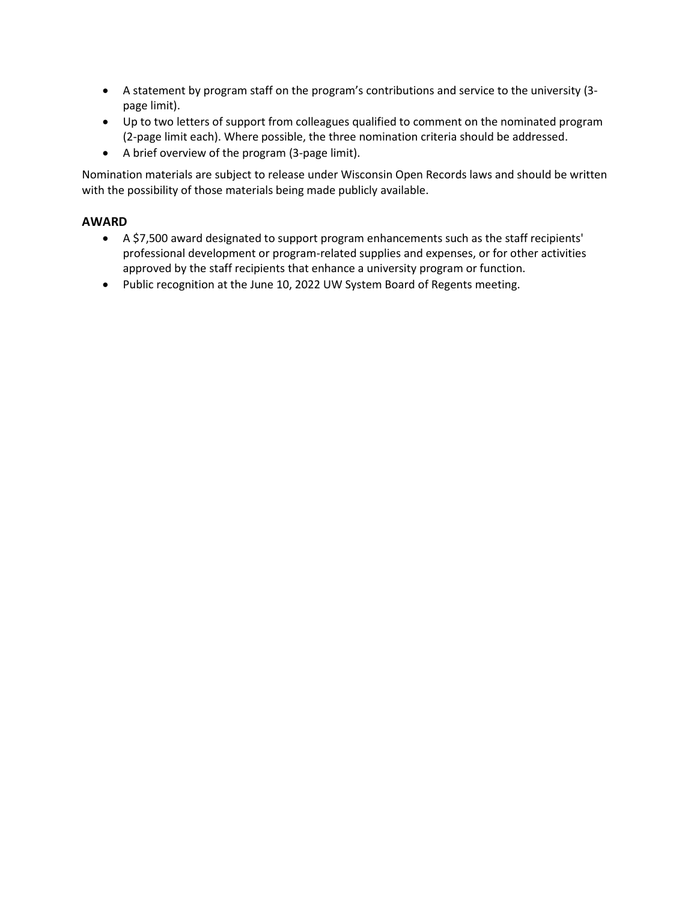- A statement by program staff on the program's contributions and service to the university (3-page limit).
- Up to two letters of support from colleagues qualified to comment on the nominated program (2-page limit each). Where possible, the three nomination criteria should be addressed.
- A brief overview of the program (3-page limit).

Nomination materials are subject to release under Wisconsin Open Records laws and should be written with the possibility of those materials being made publicly available.

### AWARD

- A $7,500 award designated to support program enhancements such as the staff recipients' professional development or program-related supplies and expenses, or for other activities approved by the staff recipients that enhance a university program or function.
- Public recognition at the June 10, 2022 UW System Board of Regents meeting.